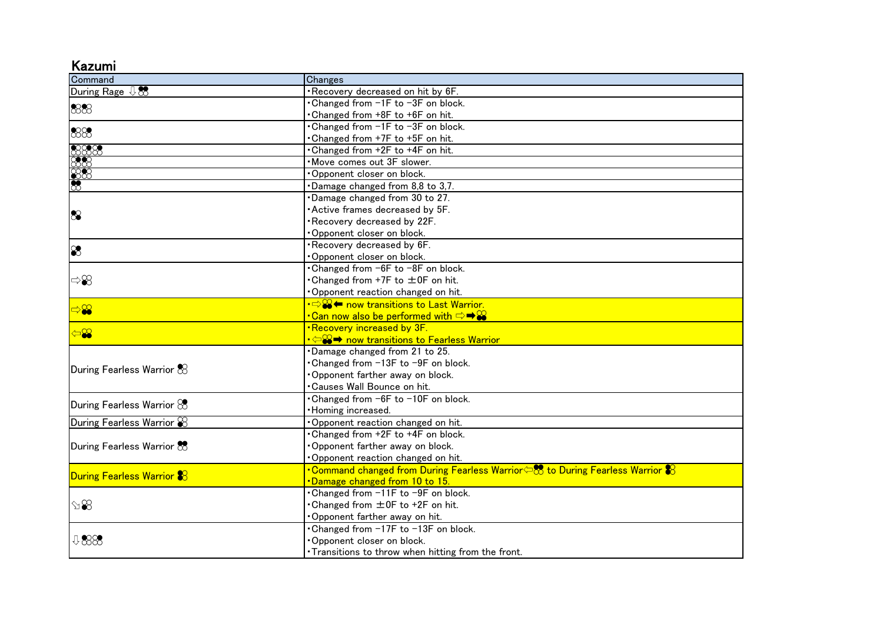## Kazumi

| Command | Changes |
|---|---|
| During Rage ⇩ 1+2 | ・Recovery decreased on hit by 6F. |
| 1,1 | ・Changed from −1F to −3F on block.<br>・Changed from +8F to +6F on hit. |
| 1,2 | ・Changed from −1F to −3F on block.<br>・Changed from +7F to +5F on hit. |
| 1,2,1 | ・Changed from +2F to +4F on hit. |
| 2,1 | ・Move comes out 3F slower. |
| 3,2 | ・Opponent closer on block. |
| 1+2 | ・Damage changed from 8,8 to 3,7. |
| 4 | ・Damage changed from 30 to 27.<br>・Active frames decreased by 5F.<br>・Recovery decreased by 22F.<br>・Opponent closer on block. |
| 3 | ・Recovery decreased by 6F.<br>・Opponent closer on block. |
| ⇨2 | ・Changed from −6F to −8F on block.<br>・Changed from +7F to ±0F on hit.<br>・Opponent reaction changed on hit. |
| ⇨3+4 | ・⇨3+4⬅ now transitions to Last Warrior.<br>・Can now also be performed with ⇨➡3+4 |
| ⇦3+4 | ・Recovery increased by 3F.<br>・⇦3+4➡ now transitions to Fearless Warrior |
| During Fearless Warrior 1 | ・Damage changed from 21 to 25.<br>・Changed from −13F to −9F on block.<br>・Opponent farther away on block.<br>・Causes Wall Bounce on hit. |
| During Fearless Warrior 2 | ・Changed from −6F to −10F on block.<br>・Homing increased. |
| During Fearless Warrior 3 | ・Opponent reaction changed on hit. |
| During Fearless Warrior 1+2 | ・Changed from +2F to +4F on block.<br>・Opponent farther away on block.<br>・Opponent reaction changed on hit. |
| During Fearless Warrior 1+3 | ・Command changed from During Fearless Warrior⇦1+2 to During Fearless Warrior 1+3<br>・Damage changed from 10 to 15. |
| ⇘4 | ・Changed from −11F to −9F on block.<br>・Changed from ±0F to +2F on hit.<br>・Opponent farther away on hit. |
| ⇩3,4 | ・Changed from −17F to −13F on block.<br>・Opponent closer on block.<br>・Transitions to throw when hitting from the front. |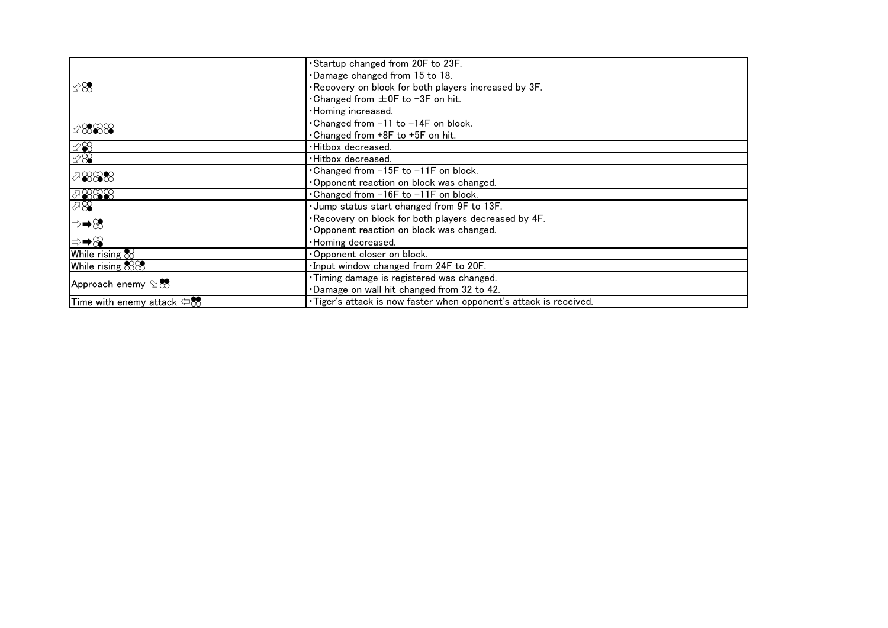| | |
|---|---|
| ⇙2 | ・Startup changed from 20F to 23F.<br>・Damage changed from 15 to 18.<br>・Recovery on block for both players increased by 3F.<br>・Changed from ±0F to -3F on hit.<br>・Homing increased. |
| ⇙2,3,4 | ・Changed from -11 to -14F on block.<br>・Changed from +8F to +5F on hit. |
| ⇙3 | ・Hitbox decreased. |
| ⇙4 | ・Hitbox decreased. |
| ⇗3,4,1+2 | ・Changed from -15F to -11F on block.<br>・Opponent reaction on block was changed. |
| ⇗3,4,1 | ・Changed from -16F to -11F on block. |
| ⇗4 | ・Jump status start changed from 9F to 13F. |
| ⇨➡2 | ・Recovery on block for both players decreased by 4F.<br>・Opponent reaction on block was changed. |
| ⇨➡4 | ・Homing decreased. |
| While rising 1 | ・Opponent closer on block. |
| While rising 1,2 | ・Input window changed from 24F to 20F. |
| Approach enemy ⇘1+2 | ・Timing damage is registered was changed.<br>・Damage on wall hit changed from 32 to 42. |
| Time with enemy attack ⇦1+2 | ・Tiger's attack is now faster when opponent's attack is received. |